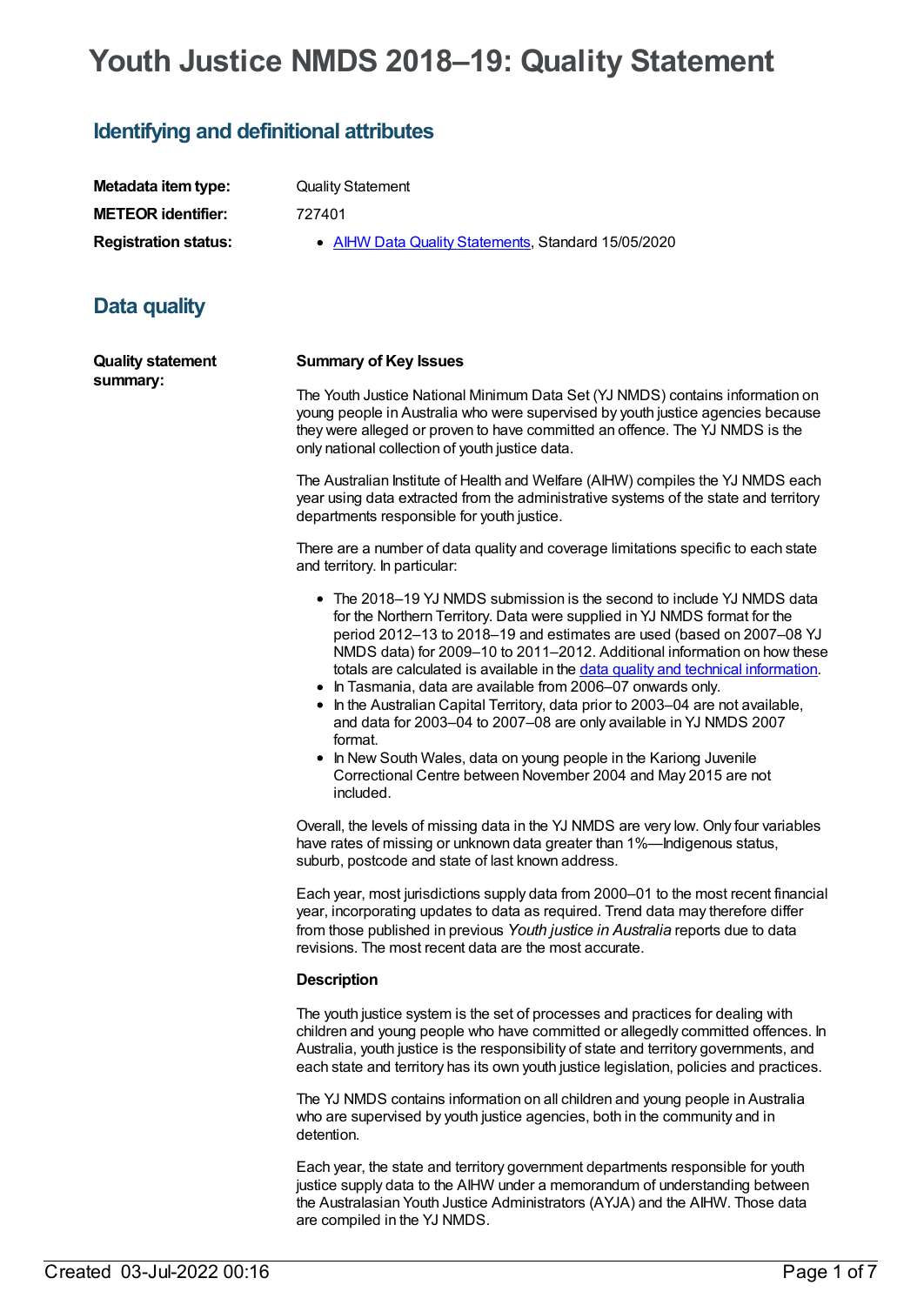# Youth Justice NMDS 2018–19: Quality Statement

## Identifying and definitional attributes

| | |
|---|---|
| **Metadata item type:** | Quality Statement |
| **METEOR identifier:** | 727401 |
| **Registration status:** | • AIHW Data Quality Statements, Standard 15/05/2020 |

## Data quality

**Quality statement summary:**

**Summary of Key Issues**

The Youth Justice National Minimum Data Set (YJ NMDS) contains information on young people in Australia who were supervised by youth justice agencies because they were alleged or proven to have committed an offence. The YJ NMDS is the only national collection of youth justice data.

The Australian Institute of Health and Welfare (AIHW) compiles the YJ NMDS each year using data extracted from the administrative systems of the state and territory departments responsible for youth justice.

There are a number of data quality and coverage limitations specific to each state and territory. In particular:

- The 2018–19 YJ NMDS submission is the second to include YJ NMDS data for the Northern Territory. Data were supplied in YJ NMDS format for the period 2012–13 to 2018–19 and estimates are used (based on 2007–08 YJ NMDS data) for 2009–10 to 2011–2012. Additional information on how these totals are calculated is available in the data quality and technical information.
- In Tasmania, data are available from 2006–07 onwards only.
- In the Australian Capital Territory, data prior to 2003–04 are not available, and data for 2003–04 to 2007–08 are only available in YJ NMDS 2007 format.
- In New South Wales, data on young people in the Kariong Juvenile Correctional Centre between November 2004 and May 2015 are not included.

Overall, the levels of missing data in the YJ NMDS are very low. Only four variables have rates of missing or unknown data greater than 1%—Indigenous status, suburb, postcode and state of last known address.

Each year, most jurisdictions supply data from 2000–01 to the most recent financial year, incorporating updates to data as required. Trend data may therefore differ from those published in previous *Youth justice in Australia* reports due to data revisions. The most recent data are the most accurate.

**Description**

The youth justice system is the set of processes and practices for dealing with children and young people who have committed or allegedly committed offences. In Australia, youth justice is the responsibility of state and territory governments, and each state and territory has its own youth justice legislation, policies and practices.

The YJ NMDS contains information on all children and young people in Australia who are supervised by youth justice agencies, both in the community and in detention.

Each year, the state and territory government departments responsible for youth justice supply data to the AIHW under a memorandum of understanding between the Australasian Youth Justice Administrators (AYJA) and the AIHW. Those data are compiled in the YJ NMDS.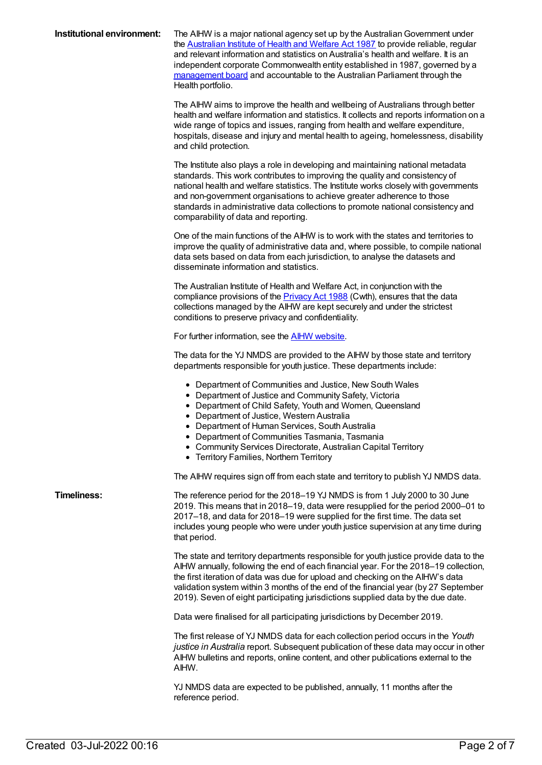**Institutional environment:**

The AIHW is a major national agency set up by the Australian Government under the Australian Institute of Health and Welfare Act 1987 to provide reliable, regular and relevant information and statistics on Australia's health and welfare. It is an independent corporate Commonwealth entity established in 1987, governed by a management board and accountable to the Australian Parliament through the Health portfolio.

The AIHW aims to improve the health and wellbeing of Australians through better health and welfare information and statistics. It collects and reports information on a wide range of topics and issues, ranging from health and welfare expenditure, hospitals, disease and injury and mental health to ageing, homelessness, disability and child protection.

The Institute also plays a role in developing and maintaining national metadata standards. This work contributes to improving the quality and consistency of national health and welfare statistics. The Institute works closely with governments and non-government organisations to achieve greater adherence to those standards in administrative data collections to promote national consistency and comparability of data and reporting.

One of the main functions of the AIHW is to work with the states and territories to improve the quality of administrative data and, where possible, to compile national data sets based on data from each jurisdiction, to analyse the datasets and disseminate information and statistics.

The Australian Institute of Health and Welfare Act, in conjunction with the compliance provisions of the Privacy Act 1988 (Cwth), ensures that the data collections managed by the AIHW are kept securely and under the strictest conditions to preserve privacy and confidentiality.

For further information, see the AIHW website.

The data for the YJ NMDS are provided to the AIHW by those state and territory departments responsible for youth justice. These departments include:

- Department of Communities and Justice, New South Wales
- Department of Justice and Community Safety, Victoria
- Department of Child Safety, Youth and Women, Queensland
- Department of Justice, Western Australia
- Department of Human Services, South Australia
- Department of Communities Tasmania, Tasmania
- Community Services Directorate, Australian Capital Territory
- Territory Families, Northern Territory

The AIHW requires sign off from each state and territory to publish YJ NMDS data.

**Timeliness:**

The reference period for the 2018–19 YJ NMDS is from 1 July 2000 to 30 June 2019. This means that in 2018–19, data were resupplied for the period 2000–01 to 2017–18, and data for 2018–19 were supplied for the first time. The data set includes young people who were under youth justice supervision at any time during that period.

The state and territory departments responsible for youth justice provide data to the AIHW annually, following the end of each financial year. For the 2018–19 collection, the first iteration of data was due for upload and checking on the AIHW's data validation system within 3 months of the end of the financial year (by 27 September 2019). Seven of eight participating jurisdictions supplied data by the due date.

Data were finalised for all participating jurisdictions by December 2019.

The first release of YJ NMDS data for each collection period occurs in the *Youth justice in Australia* report. Subsequent publication of these data may occur in other AIHW bulletins and reports, online content, and other publications external to the AIHW.

YJ NMDS data are expected to be published, annually, 11 months after the reference period.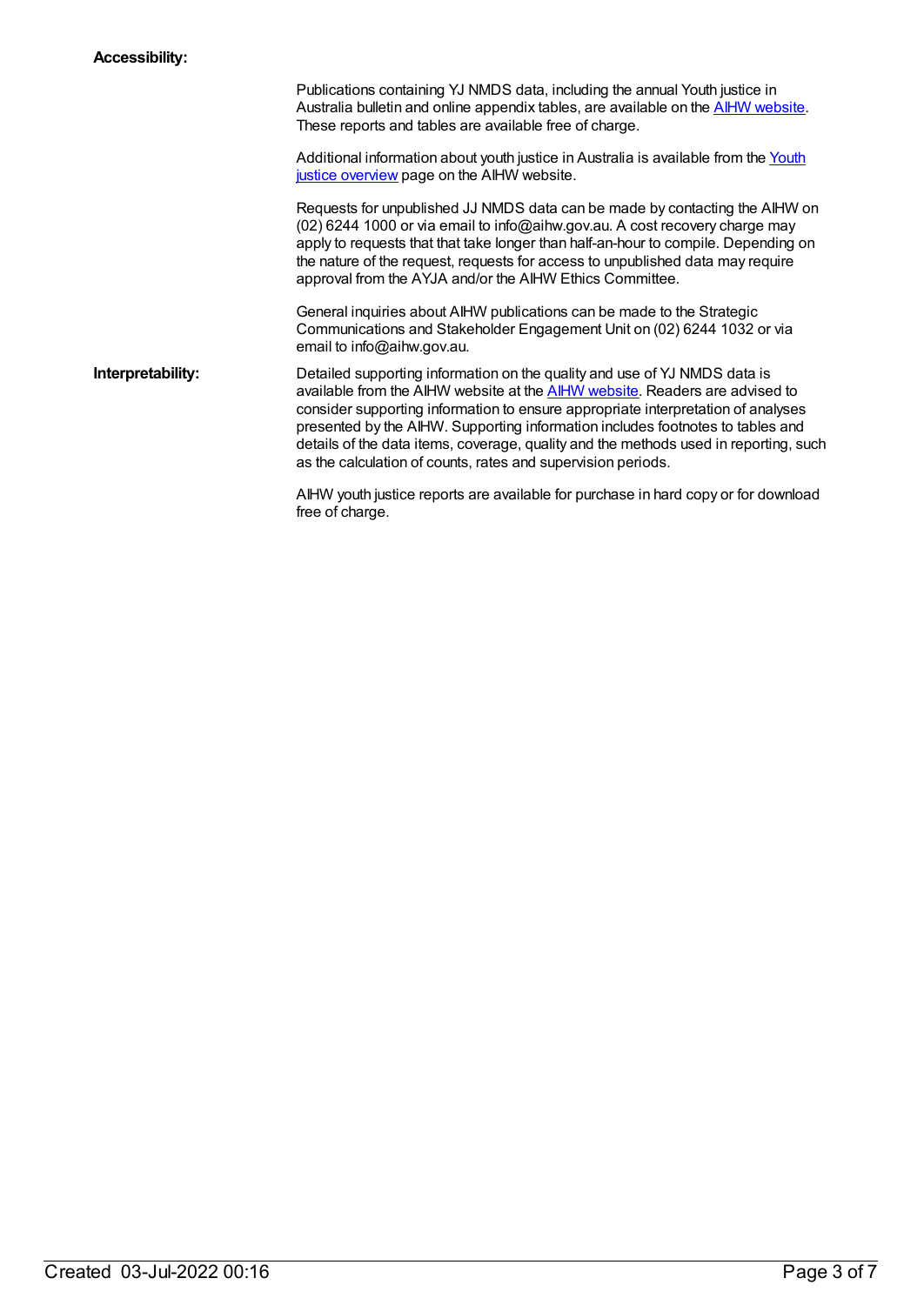**Accessibility:**

Publications containing YJ NMDS data, including the annual Youth justice in Australia bulletin and online appendix tables, are available on the AIHW website. These reports and tables are available free of charge.

Additional information about youth justice in Australia is available from the Youth justice overview page on the AIHW website.

Requests for unpublished JJ NMDS data can be made by contacting the AIHW on (02) 6244 1000 or via email to info@aihw.gov.au. A cost recovery charge may apply to requests that that take longer than half-an-hour to compile. Depending on the nature of the request, requests for access to unpublished data may require approval from the AYJA and/or the AIHW Ethics Committee.

General inquiries about AIHW publications can be made to the Strategic Communications and Stakeholder Engagement Unit on (02) 6244 1032 or via email to info@aihw.gov.au.

**Interpretability:**

Detailed supporting information on the quality and use of YJ NMDS data is available from the AIHW website at the AIHW website. Readers are advised to consider supporting information to ensure appropriate interpretation of analyses presented by the AIHW. Supporting information includes footnotes to tables and details of the data items, coverage, quality and the methods used in reporting, such as the calculation of counts, rates and supervision periods.

AIHW youth justice reports are available for purchase in hard copy or for download free of charge.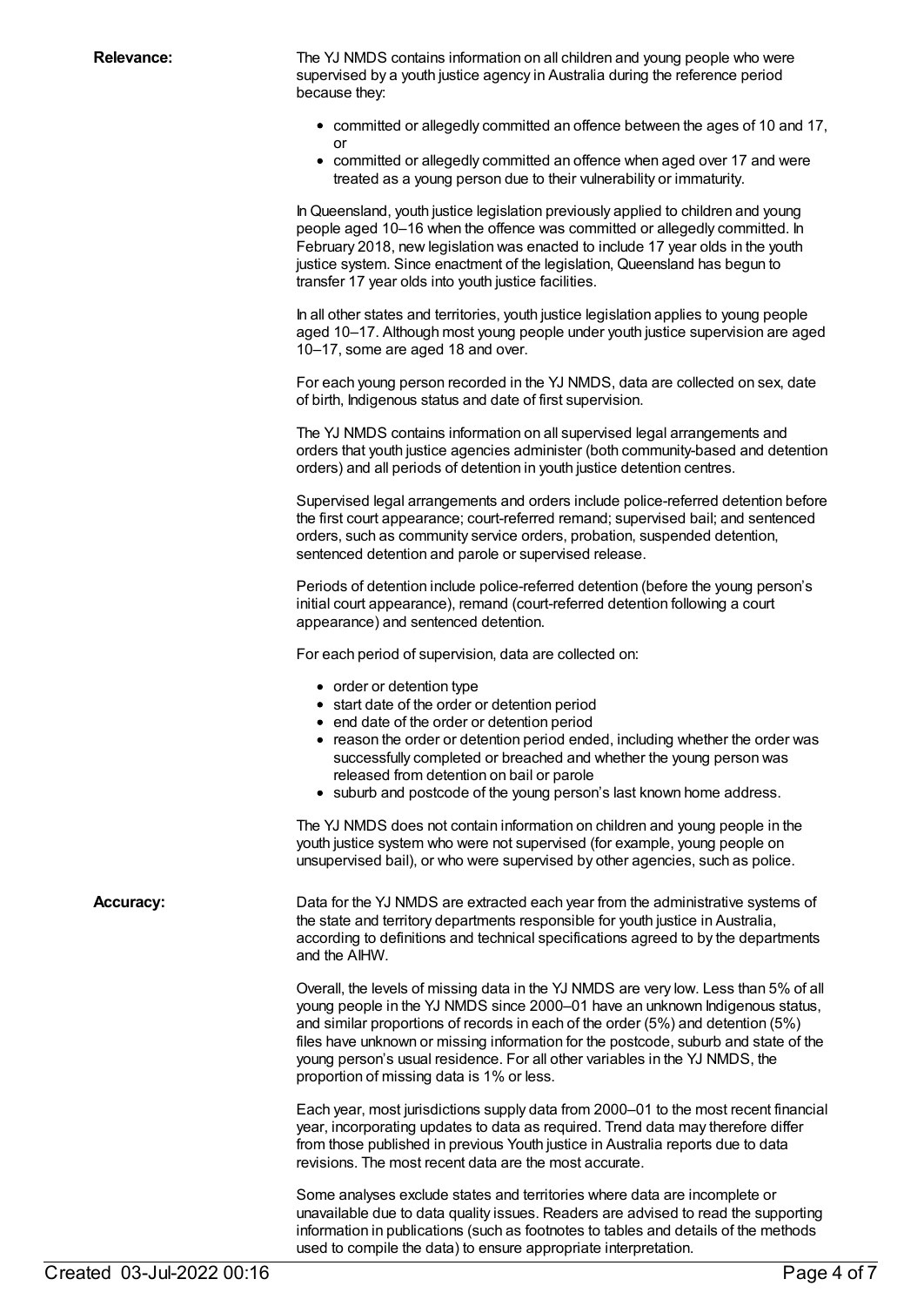**Relevance:**

The YJ NMDS contains information on all children and young people who were supervised by a youth justice agency in Australia during the reference period because they:

- committed or allegedly committed an offence between the ages of 10 and 17, or
- committed or allegedly committed an offence when aged over 17 and were treated as a young person due to their vulnerability or immaturity.

In Queensland, youth justice legislation previously applied to children and young people aged 10–16 when the offence was committed or allegedly committed. In February 2018, new legislation was enacted to include 17 year olds in the youth justice system. Since enactment of the legislation, Queensland has begun to transfer 17 year olds into youth justice facilities.

In all other states and territories, youth justice legislation applies to young people aged 10–17. Although most young people under youth justice supervision are aged 10–17, some are aged 18 and over.

For each young person recorded in the YJ NMDS, data are collected on sex, date of birth, Indigenous status and date of first supervision.

The YJ NMDS contains information on all supervised legal arrangements and orders that youth justice agencies administer (both community-based and detention orders) and all periods of detention in youth justice detention centres.

Supervised legal arrangements and orders include police-referred detention before the first court appearance; court-referred remand; supervised bail; and sentenced orders, such as community service orders, probation, suspended detention, sentenced detention and parole or supervised release.

Periods of detention include police-referred detention (before the young person's initial court appearance), remand (court-referred detention following a court appearance) and sentenced detention.

For each period of supervision, data are collected on:

- order or detention type
- start date of the order or detention period
- end date of the order or detention period
- reason the order or detention period ended, including whether the order was successfully completed or breached and whether the young person was released from detention on bail or parole
- suburb and postcode of the young person's last known home address.

The YJ NMDS does not contain information on children and young people in the youth justice system who were not supervised (for example, young people on unsupervised bail), or who were supervised by other agencies, such as police.

**Accuracy:**

Data for the YJ NMDS are extracted each year from the administrative systems of the state and territory departments responsible for youth justice in Australia, according to definitions and technical specifications agreed to by the departments and the AIHW.

Overall, the levels of missing data in the YJ NMDS are very low. Less than 5% of all young people in the YJ NMDS since 2000–01 have an unknown Indigenous status, and similar proportions of records in each of the order (5%) and detention (5%) files have unknown or missing information for the postcode, suburb and state of the young person's usual residence. For all other variables in the YJ NMDS, the proportion of missing data is 1% or less.

Each year, most jurisdictions supply data from 2000–01 to the most recent financial year, incorporating updates to data as required. Trend data may therefore differ from those published in previous Youth justice in Australia reports due to data revisions. The most recent data are the most accurate.

Some analyses exclude states and territories where data are incomplete or unavailable due to data quality issues. Readers are advised to read the supporting information in publications (such as footnotes to tables and details of the methods used to compile the data) to ensure appropriate interpretation.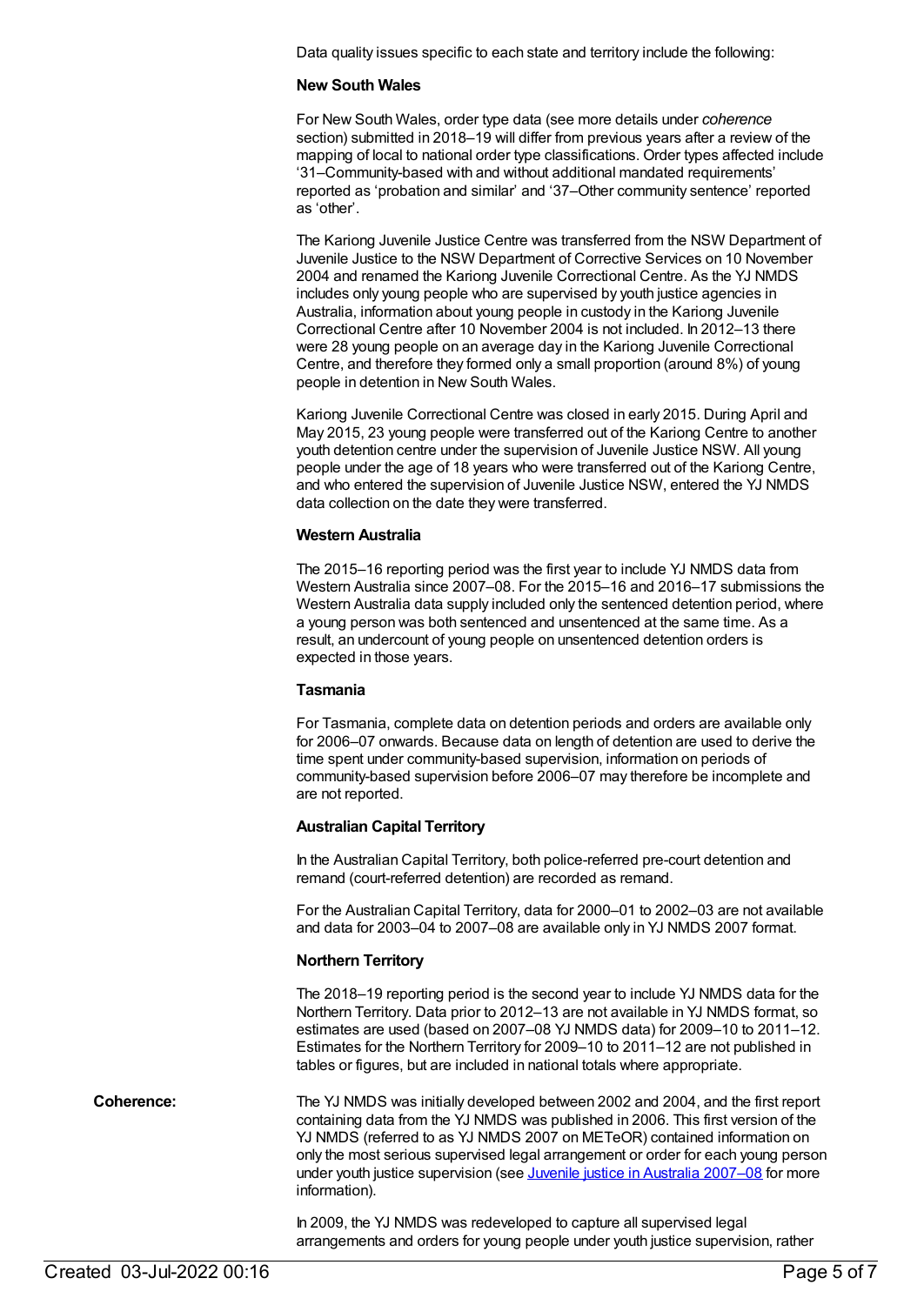Data quality issues specific to each state and territory include the following:

**New South Wales**

For New South Wales, order type data (see more details under *coherence* section) submitted in 2018–19 will differ from previous years after a review of the mapping of local to national order type classifications. Order types affected include '31–Community-based with and without additional mandated requirements' reported as 'probation and similar' and '37–Other community sentence' reported as 'other'.

The Kariong Juvenile Justice Centre was transferred from the NSW Department of Juvenile Justice to the NSW Department of Corrective Services on 10 November 2004 and renamed the Kariong Juvenile Correctional Centre. As the YJ NMDS includes only young people who are supervised by youth justice agencies in Australia, information about young people in custody in the Kariong Juvenile Correctional Centre after 10 November 2004 is not included. In 2012–13 there were 28 young people on an average day in the Kariong Juvenile Correctional Centre, and therefore they formed only a small proportion (around 8%) of young people in detention in New South Wales.

Kariong Juvenile Correctional Centre was closed in early 2015. During April and May 2015, 23 young people were transferred out of the Kariong Centre to another youth detention centre under the supervision of Juvenile Justice NSW. All young people under the age of 18 years who were transferred out of the Kariong Centre, and who entered the supervision of Juvenile Justice NSW, entered the YJ NMDS data collection on the date they were transferred.

**Western Australia**

The 2015–16 reporting period was the first year to include YJ NMDS data from Western Australia since 2007–08. For the 2015–16 and 2016–17 submissions the Western Australia data supply included only the sentenced detention period, where a young person was both sentenced and unsentenced at the same time. As a result, an undercount of young people on unsentenced detention orders is expected in those years.

**Tasmania**

For Tasmania, complete data on detention periods and orders are available only for 2006–07 onwards. Because data on length of detention are used to derive the time spent under community-based supervision, information on periods of community-based supervision before 2006–07 may therefore be incomplete and are not reported.

**Australian Capital Territory**

In the Australian Capital Territory, both police-referred pre-court detention and remand (court-referred detention) are recorded as remand.

For the Australian Capital Territory, data for 2000–01 to 2002–03 are not available and data for 2003–04 to 2007–08 are available only in YJ NMDS 2007 format.

**Northern Territory**

The 2018–19 reporting period is the second year to include YJ NMDS data for the Northern Territory. Data prior to 2012–13 are not available in YJ NMDS format, so estimates are used (based on 2007–08 YJ NMDS data) for 2009–10 to 2011–12. Estimates for the Northern Territory for 2009–10 to 2011–12 are not published in tables or figures, but are included in national totals where appropriate.

**Coherence:**

The YJ NMDS was initially developed between 2002 and 2004, and the first report containing data from the YJ NMDS was published in 2006. This first version of the YJ NMDS (referred to as YJ NMDS 2007 on METeOR) contained information on only the most serious supervised legal arrangement or order for each young person under youth justice supervision (see Juvenile justice in Australia 2007–08 for more information).

In 2009, the YJ NMDS was redeveloped to capture all supervised legal arrangements and orders for young people under youth justice supervision, rather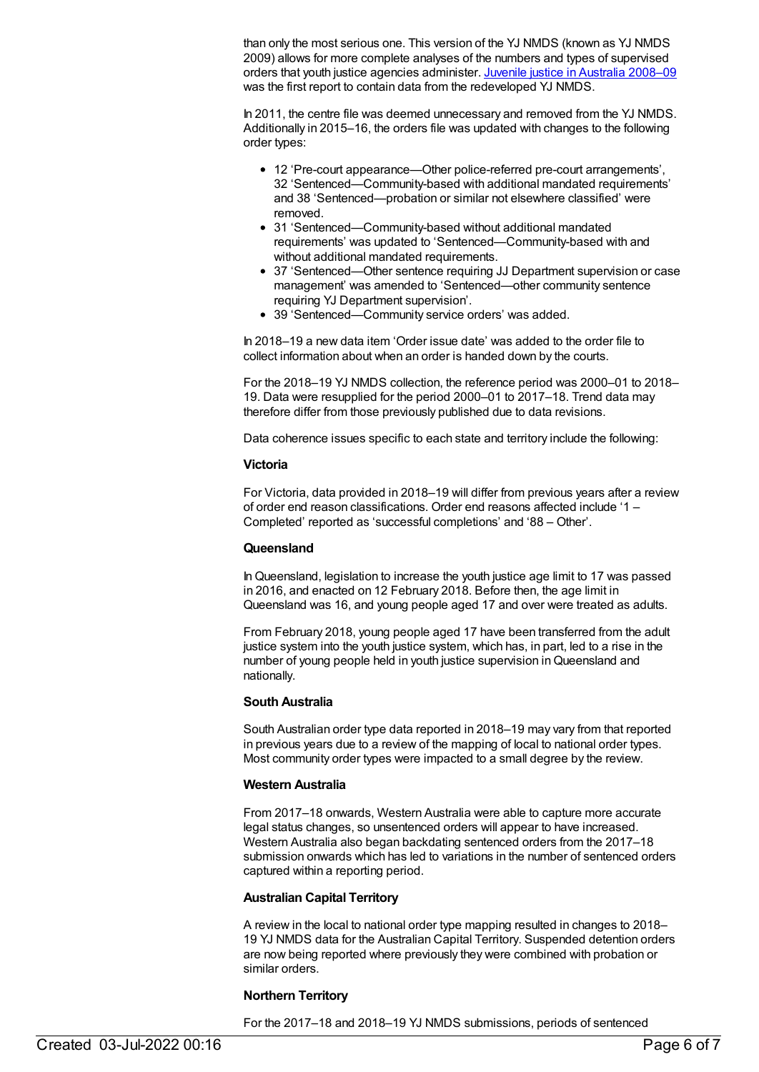than only the most serious one. This version of the YJ NMDS (known as YJ NMDS 2009) allows for more complete analyses of the numbers and types of supervised orders that youth justice agencies administer. [Juvenile justice in Australia 2008–09] was the first report to contain data from the redeveloped YJ NMDS.

In 2011, the centre file was deemed unnecessary and removed from the YJ NMDS. Additionally in 2015–16, the orders file was updated with changes to the following order types:

- 12 'Pre-court appearance—Other police-referred pre-court arrangements', 32 'Sentenced—Community-based with additional mandated requirements' and 38 'Sentenced—probation or similar not elsewhere classified' were removed.
- 31 'Sentenced—Community-based without additional mandated requirements' was updated to 'Sentenced—Community-based with and without additional mandated requirements.
- 37 'Sentenced—Other sentence requiring JJ Department supervision or case management' was amended to 'Sentenced—other community sentence requiring YJ Department supervision'.
- 39 'Sentenced—Community service orders' was added.

In 2018–19 a new data item 'Order issue date' was added to the order file to collect information about when an order is handed down by the courts.

For the 2018–19 YJ NMDS collection, the reference period was 2000–01 to 2018–19. Data were resupplied for the period 2000–01 to 2017–18. Trend data may therefore differ from those previously published due to data revisions.

Data coherence issues specific to each state and territory include the following:

**Victoria**

For Victoria, data provided in 2018–19 will differ from previous years after a review of order end reason classifications. Order end reasons affected include '1 – Completed' reported as 'successful completions' and '88 – Other'.

**Queensland**

In Queensland, legislation to increase the youth justice age limit to 17 was passed in 2016, and enacted on 12 February 2018. Before then, the age limit in Queensland was 16, and young people aged 17 and over were treated as adults.

From February 2018, young people aged 17 have been transferred from the adult justice system into the youth justice system, which has, in part, led to a rise in the number of young people held in youth justice supervision in Queensland and nationally.

**South Australia**

South Australian order type data reported in 2018–19 may vary from that reported in previous years due to a review of the mapping of local to national order types. Most community order types were impacted to a small degree by the review.

**Western Australia**

From 2017–18 onwards, Western Australia were able to capture more accurate legal status changes, so unsentenced orders will appear to have increased. Western Australia also began backdating sentenced orders from the 2017–18 submission onwards which has led to variations in the number of sentenced orders captured within a reporting period.

**Australian Capital Territory**

A review in the local to national order type mapping resulted in changes to 2018–19 YJ NMDS data for the Australian Capital Territory. Suspended detention orders are now being reported where previously they were combined with probation or similar orders.

**Northern Territory**

For the 2017–18 and 2018–19 YJ NMDS submissions, periods of sentenced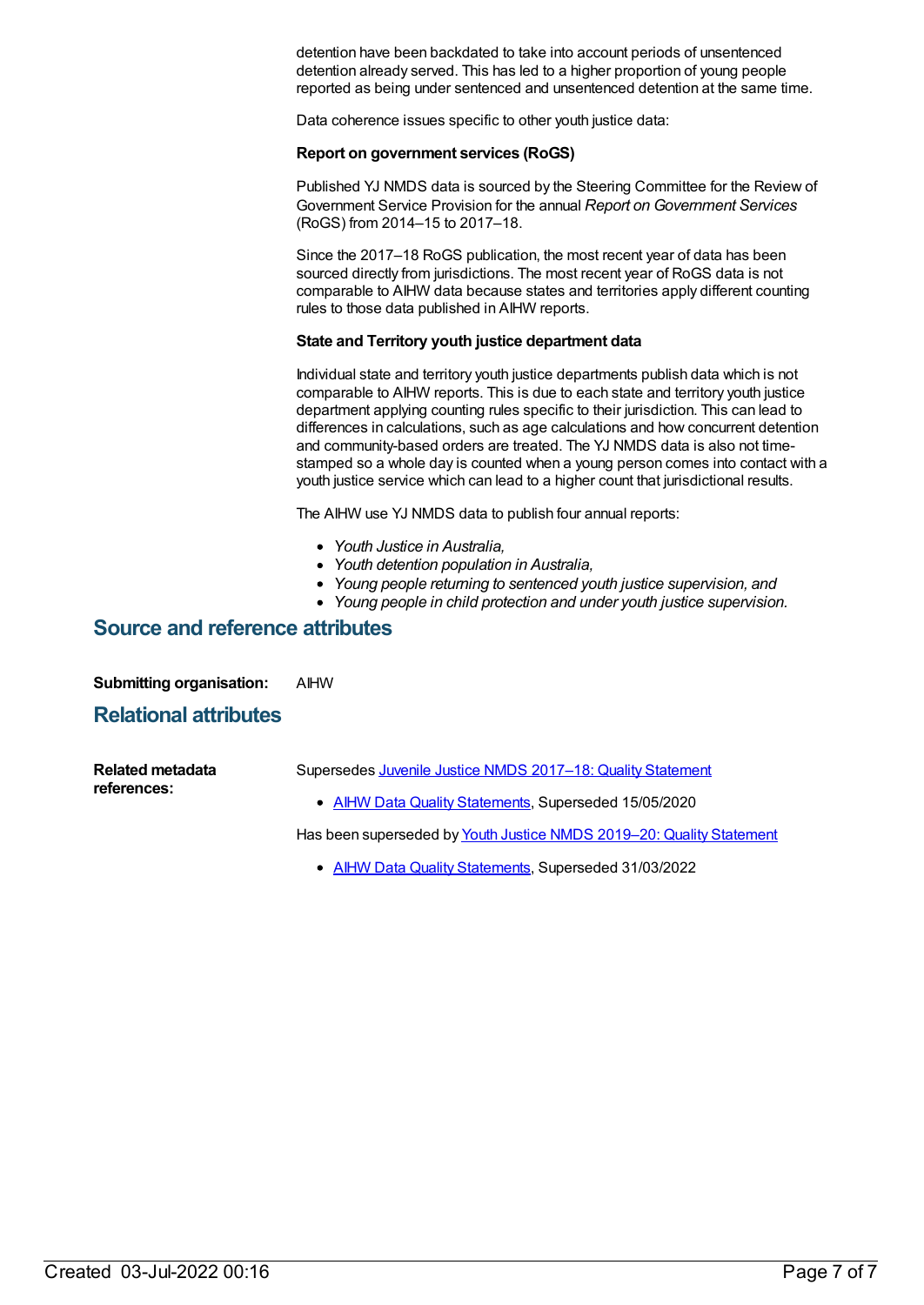detention have been backdated to take into account periods of unsentenced detention already served. This has led to a higher proportion of young people reported as being under sentenced and unsentenced detention at the same time.

Data coherence issues specific to other youth justice data:

**Report on government services (RoGS)**

Published YJ NMDS data is sourced by the Steering Committee for the Review of Government Service Provision for the annual *Report on Government Services* (RoGS) from 2014–15 to 2017–18.

Since the 2017–18 RoGS publication, the most recent year of data has been sourced directly from jurisdictions. The most recent year of RoGS data is not comparable to AIHW data because states and territories apply different counting rules to those data published in AIHW reports.

**State and Territory youth justice department data**

Individual state and territory youth justice departments publish data which is not comparable to AIHW reports. This is due to each state and territory youth justice department applying counting rules specific to their jurisdiction. This can lead to differences in calculations, such as age calculations and how concurrent detention and community-based orders are treated. The YJ NMDS data is also not time-stamped so a whole day is counted when a young person comes into contact with a youth justice service which can lead to a higher count that jurisdictional results.

The AIHW use YJ NMDS data to publish four annual reports:

- *Youth Justice in Australia,*
- *Youth detention population in Australia,*
- *Young people returning to sentenced youth justice supervision, and*
- *Young people in child protection and under youth justice supervision.*

## Source and reference attributes

**Submitting organisation:** AIHW

## Relational attributes

**Related metadata references:**

Supersedes Juvenile Justice NMDS 2017–18: Quality Statement

- AIHW Data Quality Statements, Superseded 15/05/2020

Has been superseded by Youth Justice NMDS 2019–20: Quality Statement

- AIHW Data Quality Statements, Superseded 31/03/2022